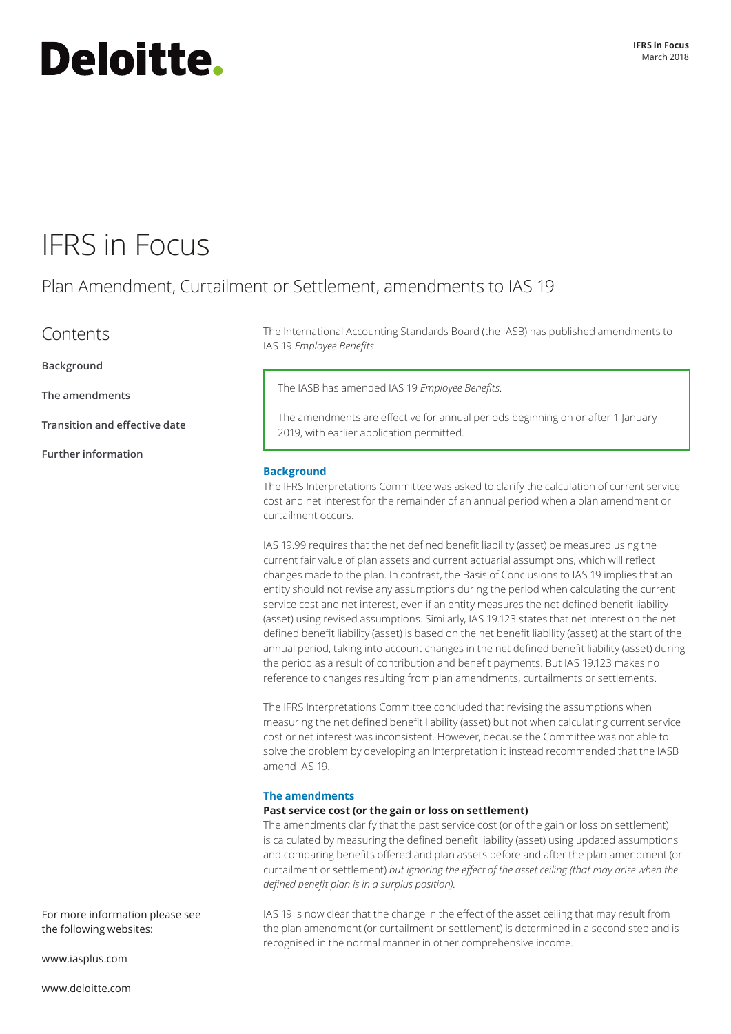# Deloitte.

**IFRS in Focus**
March 2018

# IFRS in Focus

## Plan Amendment, Curtailment or Settlement, amendments to IAS 19

## Contents

**Background**

**The amendments**

**Transition and effective date**

**Further information**

The International Accounting Standards Board (the IASB) has published amendments to IAS 19 *Employee Benefits*.

> The IASB has amended IAS 19 *Employee Benefits*.
>
> The amendments are effective for annual periods beginning on or after 1 January 2019, with earlier application permitted.

### Background

The IFRS Interpretations Committee was asked to clarify the calculation of current service cost and net interest for the remainder of an annual period when a plan amendment or curtailment occurs.

IAS 19.99 requires that the net defined benefit liability (asset) be measured using the current fair value of plan assets and current actuarial assumptions, which will reflect changes made to the plan. In contrast, the Basis of Conclusions to IAS 19 implies that an entity should not revise any assumptions during the period when calculating the current service cost and net interest, even if an entity measures the net defined benefit liability (asset) using revised assumptions. Similarly, IAS 19.123 states that net interest on the net defined benefit liability (asset) is based on the net benefit liability (asset) at the start of the annual period, taking into account changes in the net defined benefit liability (asset) during the period as a result of contribution and benefit payments. But IAS 19.123 makes no reference to changes resulting from plan amendments, curtailments or settlements.

The IFRS Interpretations Committee concluded that revising the assumptions when measuring the net defined benefit liability (asset) but not when calculating current service cost or net interest was inconsistent. However, because the Committee was not able to solve the problem by developing an Interpretation it instead recommended that the IASB amend IAS 19.

### The amendments

#### Past service cost (or the gain or loss on settlement)

The amendments clarify that the past service cost (or of the gain or loss on settlement) is calculated by measuring the defined benefit liability (asset) using updated assumptions and comparing benefits offered and plan assets before and after the plan amendment (or curtailment or settlement) *but ignoring the effect of the asset ceiling (that may arise when the defined benefit plan is in a surplus position)*.

IAS 19 is now clear that the change in the effect of the asset ceiling that may result from the plan amendment (or curtailment or settlement) is determined in a second step and is recognised in the normal manner in other comprehensive income.

For more information please see the following websites:

www.iasplus.com

www.deloitte.com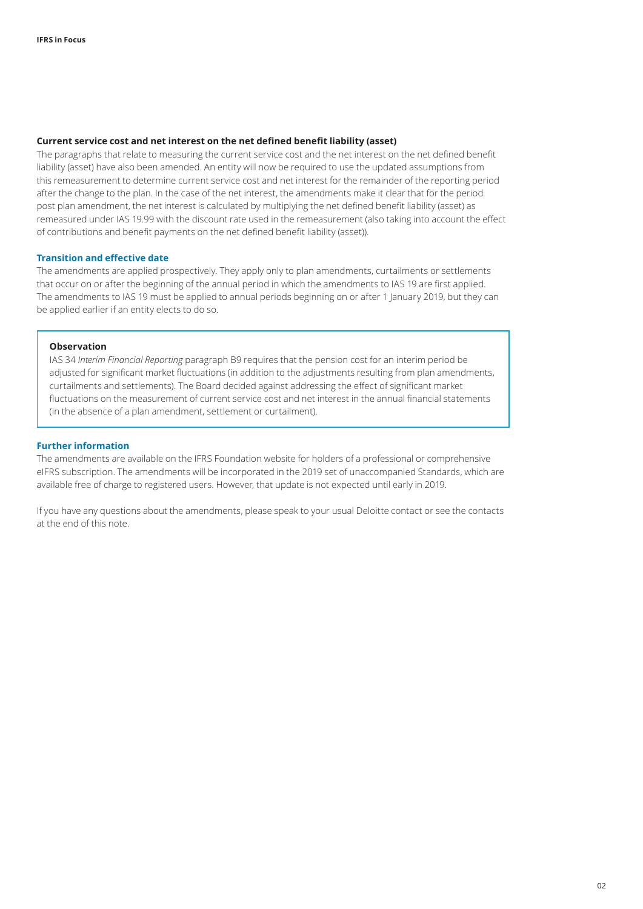### Current service cost and net interest on the net defined benefit liability (asset)

The paragraphs that relate to measuring the current service cost and the net interest on the net defined benefit liability (asset) have also been amended. An entity will now be required to use the updated assumptions from this remeasurement to determine current service cost and net interest for the remainder of the reporting period after the change to the plan. In the case of the net interest, the amendments make it clear that for the period post plan amendment, the net interest is calculated by multiplying the net defined benefit liability (asset) as remeasured under IAS 19.99 with the discount rate used in the remeasurement (also taking into account the effect of contributions and benefit payments on the net defined benefit liability (asset)).

## Transition and effective date

The amendments are applied prospectively. They apply only to plan amendments, curtailments or settlements that occur on or after the beginning of the annual period in which the amendments to IAS 19 are first applied. The amendments to IAS 19 must be applied to annual periods beginning on or after 1 January 2019, but they can be applied earlier if an entity elects to do so.

> **Observation**
>
> IAS 34 *Interim Financial Reporting* paragraph B9 requires that the pension cost for an interim period be adjusted for significant market fluctuations (in addition to the adjustments resulting from plan amendments, curtailments and settlements). The Board decided against addressing the effect of significant market fluctuations on the measurement of current service cost and net interest in the annual financial statements (in the absence of a plan amendment, settlement or curtailment).

## Further information

The amendments are available on the IFRS Foundation website for holders of a professional or comprehensive eIFRS subscription. The amendments will be incorporated in the 2019 set of unaccompanied Standards, which are available free of charge to registered users. However, that update is not expected until early in 2019.

If you have any questions about the amendments, please speak to your usual Deloitte contact or see the contacts at the end of this note.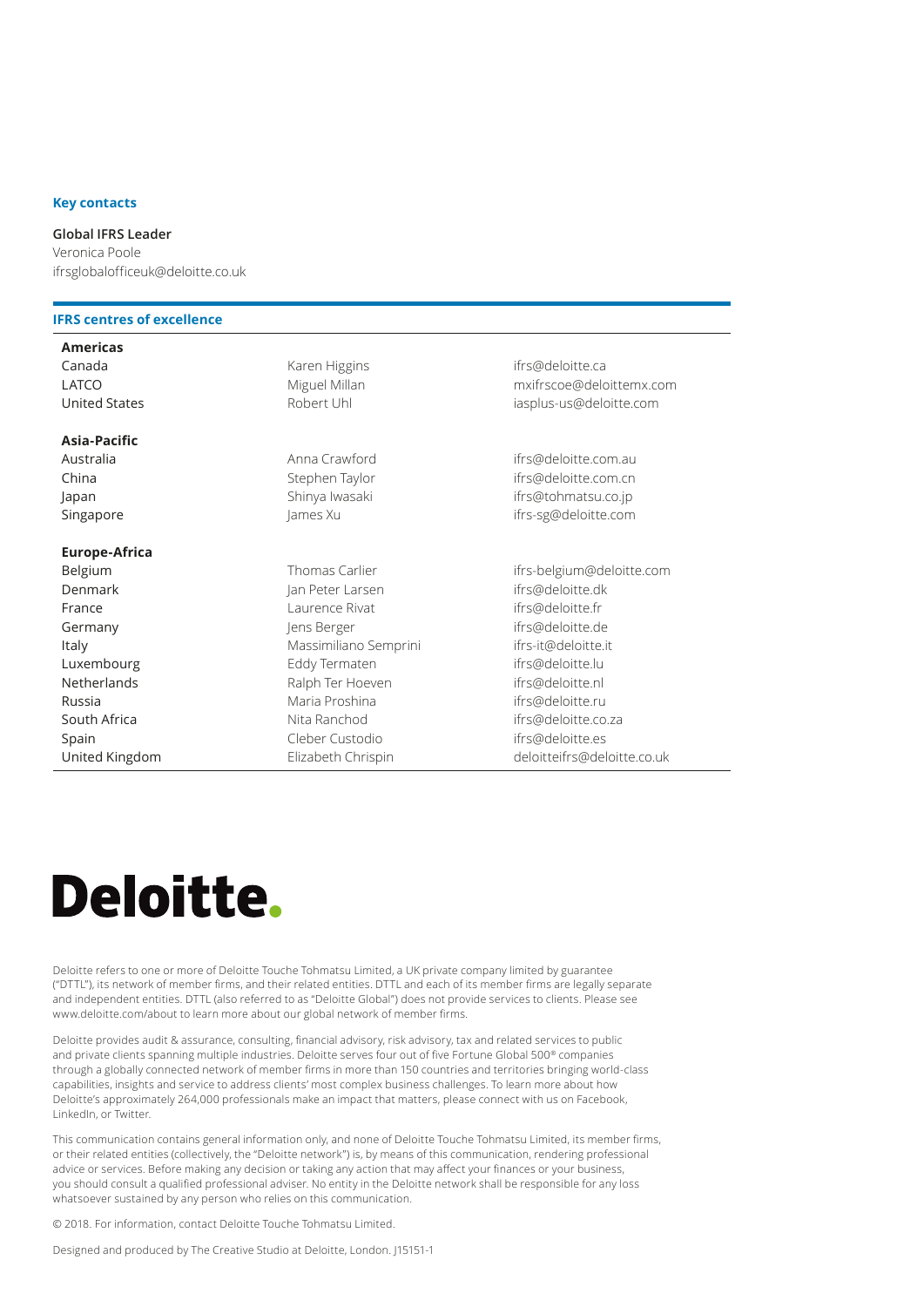## Key contacts

**Global IFRS Leader**
Veronica Poole
ifrsglobalofficeuk@deloitte.co.uk

## IFRS centres of excellence

| | | |
|---|---|---|
| **Americas** | | |
| Canada | Karen Higgins | ifrs@deloitte.ca |
| LATCO | Miguel Millan | mxifrscoe@deloittemx.com |
| United States | Robert Uhl | iasplus-us@deloitte.com |
| **Asia-Pacific** | | |
| Australia | Anna Crawford | ifrs@deloitte.com.au |
| China | Stephen Taylor | ifrs@deloitte.com.cn |
| Japan | Shinya Iwasaki | ifrs@tohmatsu.co.jp |
| Singapore | James Xu | ifrs-sg@deloitte.com |
| **Europe-Africa** | | |
| Belgium | Thomas Carlier | ifrs-belgium@deloitte.com |
| Denmark | Jan Peter Larsen | ifrs@deloitte.dk |
| France | Laurence Rivat | ifrs@deloitte.fr |
| Germany | Jens Berger | ifrs@deloitte.de |
| Italy | Massimiliano Semprini | ifrs-it@deloitte.it |
| Luxembourg | Eddy Termaten | ifrs@deloitte.lu |
| Netherlands | Ralph Ter Hoeven | ifrs@deloitte.nl |
| Russia | Maria Proshina | ifrs@deloitte.ru |
| South Africa | Nita Ranchod | ifrs@deloitte.co.za |
| Spain | Cleber Custodio | ifrs@deloitte.es |
| United Kingdom | Elizabeth Chrispin | deloitteifrs@deloitte.co.uk |

**Deloitte.**

Deloitte refers to one or more of Deloitte Touche Tohmatsu Limited, a UK private company limited by guarantee ("DTTL"), its network of member firms, and their related entities. DTTL and each of its member firms are legally separate and independent entities. DTTL (also referred to as "Deloitte Global") does not provide services to clients. Please see www.deloitte.com/about to learn more about our global network of member firms.

Deloitte provides audit & assurance, consulting, financial advisory, risk advisory, tax and related services to public and private clients spanning multiple industries. Deloitte serves four out of five Fortune Global 500® companies through a globally connected network of member firms in more than 150 countries and territories bringing world-class capabilities, insights and service to address clients' most complex business challenges. To learn more about how Deloitte's approximately 264,000 professionals make an impact that matters, please connect with us on Facebook, LinkedIn, or Twitter.

This communication contains general information only, and none of Deloitte Touche Tohmatsu Limited, its member firms, or their related entities (collectively, the "Deloitte network") is, by means of this communication, rendering professional advice or services. Before making any decision or taking any action that may affect your finances or your business, you should consult a qualified professional adviser. No entity in the Deloitte network shall be responsible for any loss whatsoever sustained by any person who relies on this communication.

© 2018. For information, contact Deloitte Touche Tohmatsu Limited.

Designed and produced by The Creative Studio at Deloitte, London. J15151-1